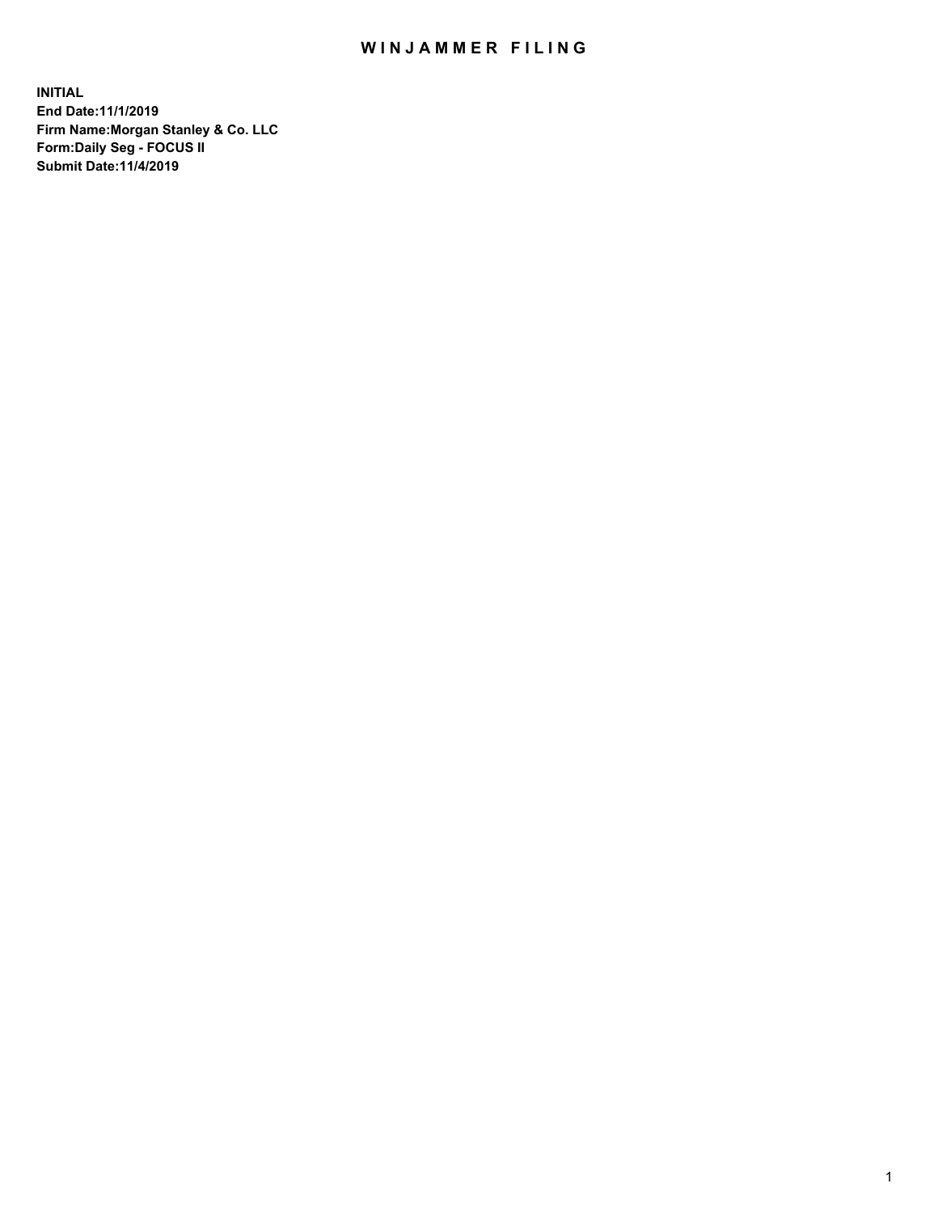# WINJAMMER FILING

**INITIAL**
**End Date:11/1/2019**
**Firm Name:Morgan Stanley & Co. LLC**
**Form:Daily Seg - FOCUS II**
**Submit Date:11/4/2019**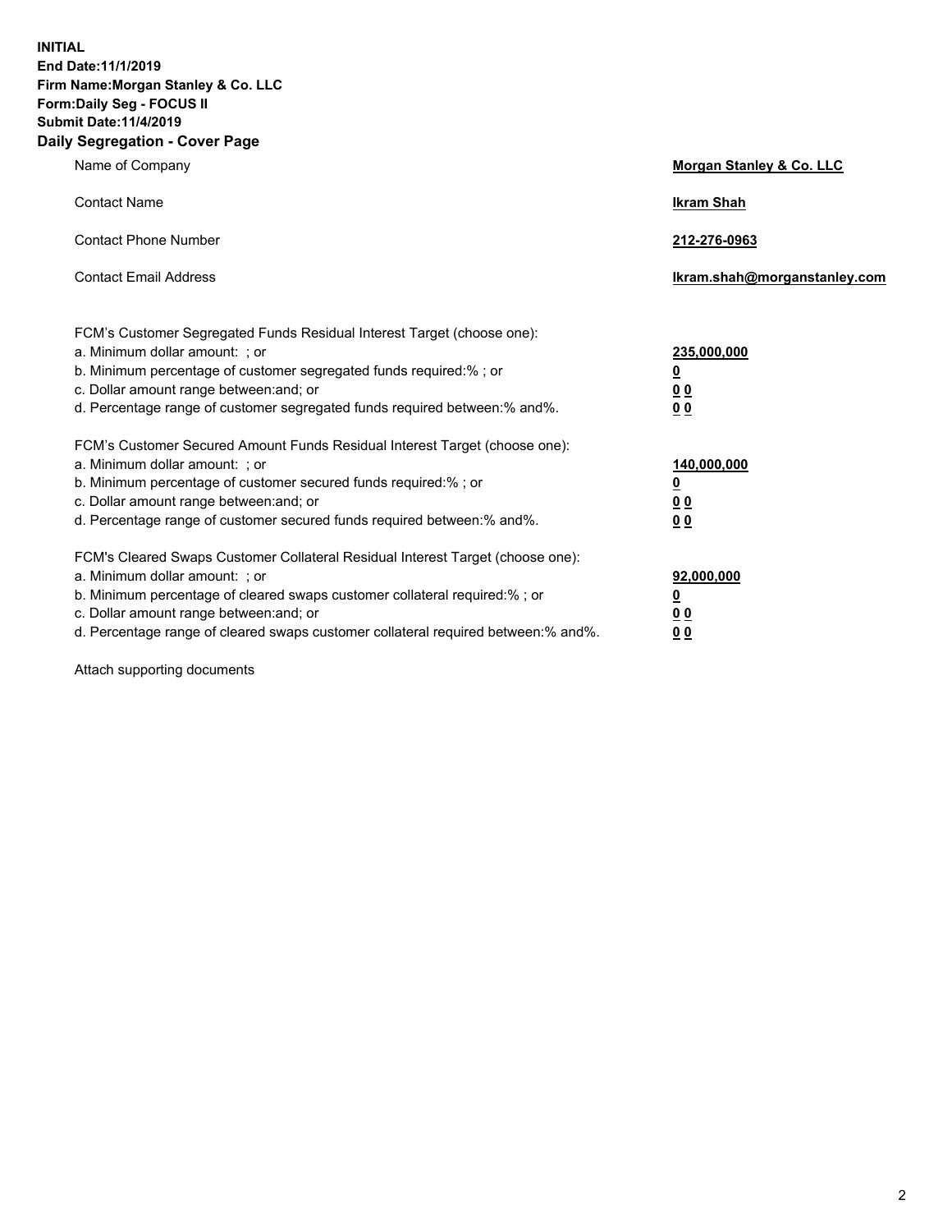**INITIAL**
**End Date:11/1/2019**
**Firm Name:Morgan Stanley & Co. LLC**
**Form:Daily Seg - FOCUS II**
**Submit Date:11/4/2019**
**Daily Segregation - Cover Page**

| | |
|---|---|
| Name of Company | **Morgan Stanley & Co. LLC** |
| Contact Name | **Ikram Shah** |
| Contact Phone Number | **212-276-0963** |
| Contact Email Address | **Ikram.shah@morganstanley.com** |

| | |
|---|---|
| FCM's Customer Segregated Funds Residual Interest Target (choose one): | |
| a. Minimum dollar amount: ; or | **235,000,000** |
| b. Minimum percentage of customer segregated funds required:% ; or | **0** |
| c. Dollar amount range between:and; or | **0 0** |
| d. Percentage range of customer segregated funds required between:% and%. | **0 0** |
| FCM's Customer Secured Amount Funds Residual Interest Target (choose one): | |
| a. Minimum dollar amount: ; or | **140,000,000** |
| b. Minimum percentage of customer secured funds required:% ; or | **0** |
| c. Dollar amount range between:and; or | **0 0** |
| d. Percentage range of customer secured funds required between:% and%. | **0 0** |
| FCM's Cleared Swaps Customer Collateral Residual Interest Target (choose one): | |
| a. Minimum dollar amount: ; or | **92,000,000** |
| b. Minimum percentage of cleared swaps customer collateral required:% ; or | **0** |
| c. Dollar amount range between:and; or | **0 0** |
| d. Percentage range of cleared swaps customer collateral required between:% and%. | **0 0** |

Attach supporting documents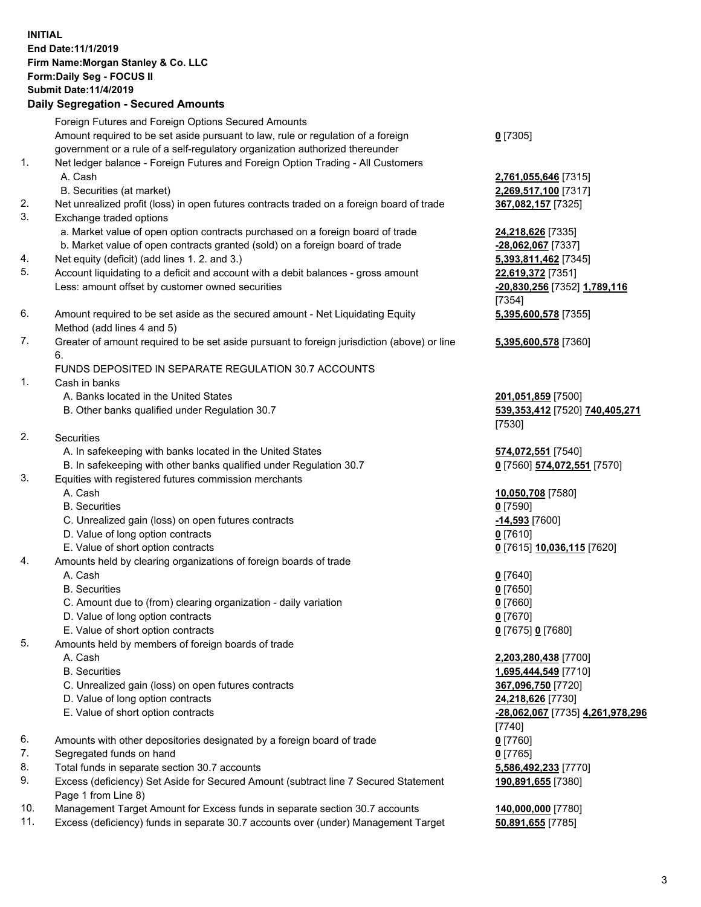**INITIAL**
**End Date:11/1/2019**
**Firm Name:Morgan Stanley & Co. LLC**
**Form:Daily Seg - FOCUS II**
**Submit Date:11/4/2019**

## Daily Segregation - Secured Amounts

| | | |
|---|---|---|
| | Foreign Futures and Foreign Options Secured Amounts | |
| | Amount required to be set aside pursuant to law, rule or regulation of a foreign government or a rule of a self-regulatory organization authorized thereunder | **0** [7305] |
| 1. | Net ledger balance - Foreign Futures and Foreign Option Trading - All Customers | |
| | A. Cash | **2,761,055,646** [7315] |
| | B. Securities (at market) | **2,269,517,100** [7317] |
| 2. | Net unrealized profit (loss) in open futures contracts traded on a foreign board of trade | **367,082,157** [7325] |
| 3. | Exchange traded options | |
| | a. Market value of open option contracts purchased on a foreign board of trade | **24,218,626** [7335] |
| | b. Market value of open contracts granted (sold) on a foreign board of trade | **-28,062,067** [7337] |
| 4. | Net equity (deficit) (add lines 1. 2. and 3.) | **5,393,811,462** [7345] |
| 5. | Account liquidating to a deficit and account with a debit balances - gross amount | **22,619,372** [7351] |
| | Less: amount offset by customer owned securities | **-20,830,256** [7352] **1,789,116** [7354] |
| 6. | Amount required to be set aside as the secured amount - Net Liquidating Equity Method (add lines 4 and 5) | **5,395,600,578** [7355] |
| 7. | Greater of amount required to be set aside pursuant to foreign jurisdiction (above) or line 6. | **5,395,600,578** [7360] |
| | FUNDS DEPOSITED IN SEPARATE REGULATION 30.7 ACCOUNTS | |
| 1. | Cash in banks | |
| | A. Banks located in the United States | **201,051,859** [7500] |
| | B. Other banks qualified under Regulation 30.7 | **539,353,412** [7520] **740,405,271** [7530] |
| 2. | Securities | |
| | A. In safekeeping with banks located in the United States | **574,072,551** [7540] |
| | B. In safekeeping with other banks qualified under Regulation 30.7 | **0** [7560] **574,072,551** [7570] |
| 3. | Equities with registered futures commission merchants | |
| | A. Cash | **10,050,708** [7580] |
| | B. Securities | **0** [7590] |
| | C. Unrealized gain (loss) on open futures contracts | **-14,593** [7600] |
| | D. Value of long option contracts | **0** [7610] |
| | E. Value of short option contracts | **0** [7615] **10,036,115** [7620] |
| 4. | Amounts held by clearing organizations of foreign boards of trade | |
| | A. Cash | **0** [7640] |
| | B. Securities | **0** [7650] |
| | C. Amount due to (from) clearing organization - daily variation | **0** [7660] |
| | D. Value of long option contracts | **0** [7670] |
| | E. Value of short option contracts | **0** [7675] **0** [7680] |
| 5. | Amounts held by members of foreign boards of trade | |
| | A. Cash | **2,203,280,438** [7700] |
| | B. Securities | **1,695,444,549** [7710] |
| | C. Unrealized gain (loss) on open futures contracts | **367,096,750** [7720] |
| | D. Value of long option contracts | **24,218,626** [7730] |
| | E. Value of short option contracts | **-28,062,067** [7735] **4,261,978,296** [7740] |
| 6. | Amounts with other depositories designated by a foreign board of trade | **0** [7760] |
| 7. | Segregated funds on hand | **0** [7765] |
| 8. | Total funds in separate section 30.7 accounts | **5,586,492,233** [7770] |
| 9. | Excess (deficiency) Set Aside for Secured Amount (subtract line 7 Secured Statement Page 1 from Line 8) | **190,891,655** [7380] |
| 10. | Management Target Amount for Excess funds in separate section 30.7 accounts | **140,000,000** [7780] |
| 11. | Excess (deficiency) funds in separate 30.7 accounts over (under) Management Target | **50,891,655** [7785] |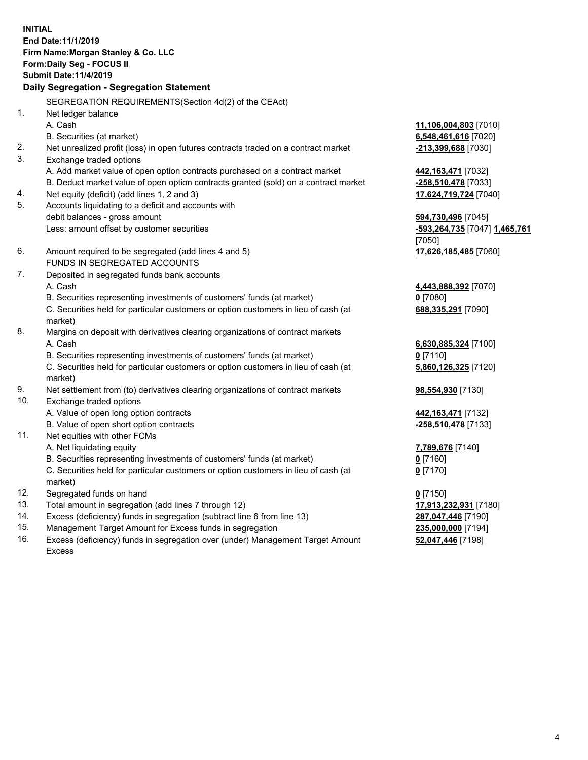**INITIAL**
**End Date:11/1/2019**
**Firm Name:Morgan Stanley & Co. LLC**
**Form:Daily Seg - FOCUS II**
**Submit Date:11/4/2019**

**Daily Segregation - Segregation Statement**

SEGREGATION REQUIREMENTS(Section 4d(2) of the CEAct)

| | | |
|---|---|---|
| 1. | Net ledger balance | |
| | A. Cash | **11,106,004,803** [7010] |
| | B. Securities (at market) | **6,548,461,616** [7020] |
| 2. | Net unrealized profit (loss) in open futures contracts traded on a contract market | **-213,399,688** [7030] |
| 3. | Exchange traded options | |
| | A. Add market value of open option contracts purchased on a contract market | **442,163,471** [7032] |
| | B. Deduct market value of open option contracts granted (sold) on a contract market | **-258,510,478** [7033] |
| 4. | Net equity (deficit) (add lines 1, 2 and 3) | **17,624,719,724** [7040] |
| 5. | Accounts liquidating to a deficit and accounts with debit balances - gross amount | **594,730,496** [7045] |
| | Less: amount offset by customer securities | **-593,264,735** [7047] **1,465,761** [7050] |
| 6. | Amount required to be segregated (add lines 4 and 5) | **17,626,185,485** [7060] |
| | FUNDS IN SEGREGATED ACCOUNTS | |
| 7. | Deposited in segregated funds bank accounts | |
| | A. Cash | **4,443,888,392** [7070] |
| | B. Securities representing investments of customers' funds (at market) | **0** [7080] |
| | C. Securities held for particular customers or option customers in lieu of cash (at market) | **688,335,291** [7090] |
| 8. | Margins on deposit with derivatives clearing organizations of contract markets | |
| | A. Cash | **6,630,885,324** [7100] |
| | B. Securities representing investments of customers' funds (at market) | **0** [7110] |
| | C. Securities held for particular customers or option customers in lieu of cash (at market) | **5,860,126,325** [7120] |
| 9. | Net settlement from (to) derivatives clearing organizations of contract markets | **98,554,930** [7130] |
| 10. | Exchange traded options | |
| | A. Value of open long option contracts | **442,163,471** [7132] |
| | B. Value of open short option contracts | **-258,510,478** [7133] |
| 11. | Net equities with other FCMs | |
| | A. Net liquidating equity | **7,789,676** [7140] |
| | B. Securities representing investments of customers' funds (at market) | **0** [7160] |
| | C. Securities held for particular customers or option customers in lieu of cash (at market) | **0** [7170] |
| 12. | Segregated funds on hand | **0** [7150] |
| 13. | Total amount in segregation (add lines 7 through 12) | **17,913,232,931** [7180] |
| 14. | Excess (deficiency) funds in segregation (subtract line 6 from line 13) | **287,047,446** [7190] |
| 15. | Management Target Amount for Excess funds in segregation | **235,000,000** [7194] |
| 16. | Excess (deficiency) funds in segregation over (under) Management Target Amount Excess | **52,047,446** [7198] |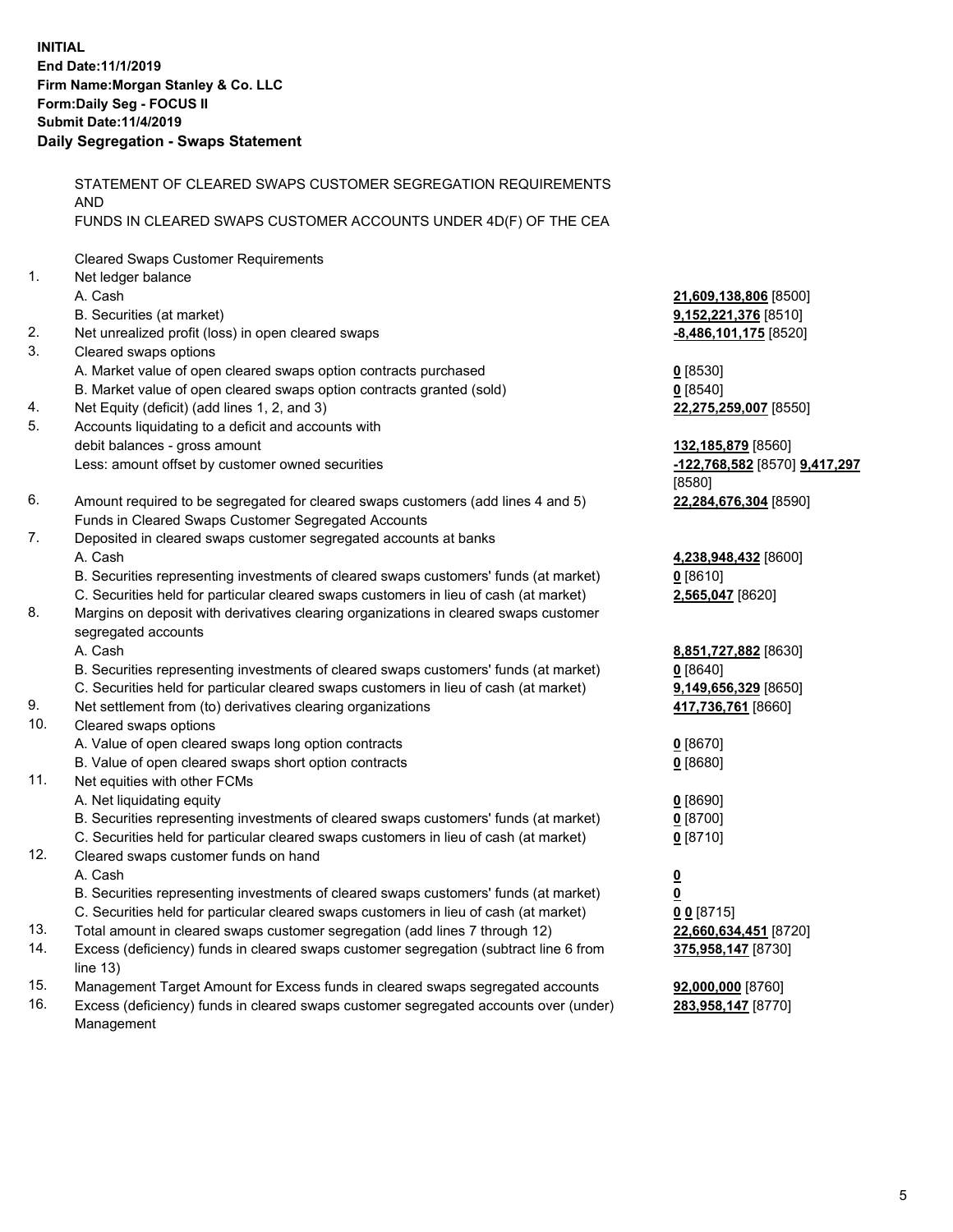**INITIAL**
**End Date:11/1/2019**
**Firm Name:Morgan Stanley & Co. LLC**
**Form:Daily Seg - FOCUS II**
**Submit Date:11/4/2019**
**Daily Segregation - Swaps Statement**

STATEMENT OF CLEARED SWAPS CUSTOMER SEGREGATION REQUIREMENTS AND FUNDS IN CLEARED SWAPS CUSTOMER ACCOUNTS UNDER 4D(F) OF THE CEA

| | | |
|---|---|---|
| | Cleared Swaps Customer Requirements | |
| 1. | Net ledger balance | |
| | A. Cash | **21,609,138,806** [8500] |
| | B. Securities (at market) | **9,152,221,376** [8510] |
| 2. | Net unrealized profit (loss) in open cleared swaps | **-8,486,101,175** [8520] |
| 3. | Cleared swaps options | |
| | A. Market value of open cleared swaps option contracts purchased | **0** [8530] |
| | B. Market value of open cleared swaps option contracts granted (sold) | **0** [8540] |
| 4. | Net Equity (deficit) (add lines 1, 2, and 3) | **22,275,259,007** [8550] |
| 5. | Accounts liquidating to a deficit and accounts with debit balances - gross amount | **132,185,879** [8560] |
| | Less: amount offset by customer owned securities | **-122,768,582** [8570] **9,417,297** [8580] |
| 6. | Amount required to be segregated for cleared swaps customers (add lines 4 and 5) | **22,284,676,304** [8590] |
| | Funds in Cleared Swaps Customer Segregated Accounts | |
| 7. | Deposited in cleared swaps customer segregated accounts at banks | |
| | A. Cash | **4,238,948,432** [8600] |
| | B. Securities representing investments of cleared swaps customers' funds (at market) | **0** [8610] |
| | C. Securities held for particular cleared swaps customers in lieu of cash (at market) | **2,565,047** [8620] |
| 8. | Margins on deposit with derivatives clearing organizations in cleared swaps customer segregated accounts | |
| | A. Cash | **8,851,727,882** [8630] |
| | B. Securities representing investments of cleared swaps customers' funds (at market) | **0** [8640] |
| | C. Securities held for particular cleared swaps customers in lieu of cash (at market) | **9,149,656,329** [8650] |
| 9. | Net settlement from (to) derivatives clearing organizations | **417,736,761** [8660] |
| 10. | Cleared swaps options | |
| | A. Value of open cleared swaps long option contracts | **0** [8670] |
| | B. Value of open cleared swaps short option contracts | **0** [8680] |
| 11. | Net equities with other FCMs | |
| | A. Net liquidating equity | **0** [8690] |
| | B. Securities representing investments of cleared swaps customers' funds (at market) | **0** [8700] |
| | C. Securities held for particular cleared swaps customers in lieu of cash (at market) | **0** [8710] |
| 12. | Cleared swaps customer funds on hand | |
| | A. Cash | **0** |
| | B. Securities representing investments of cleared swaps customers' funds (at market) | **0** |
| | C. Securities held for particular cleared swaps customers in lieu of cash (at market) | **0** **0** [8715] |
| 13. | Total amount in cleared swaps customer segregation (add lines 7 through 12) | **22,660,634,451** [8720] |
| 14. | Excess (deficiency) funds in cleared swaps customer segregation (subtract line 6 from line 13) | **375,958,147** [8730] |
| 15. | Management Target Amount for Excess funds in cleared swaps segregated accounts | **92,000,000** [8760] |
| 16. | Excess (deficiency) funds in cleared swaps customer segregated accounts over (under) Management | **283,958,147** [8770] |